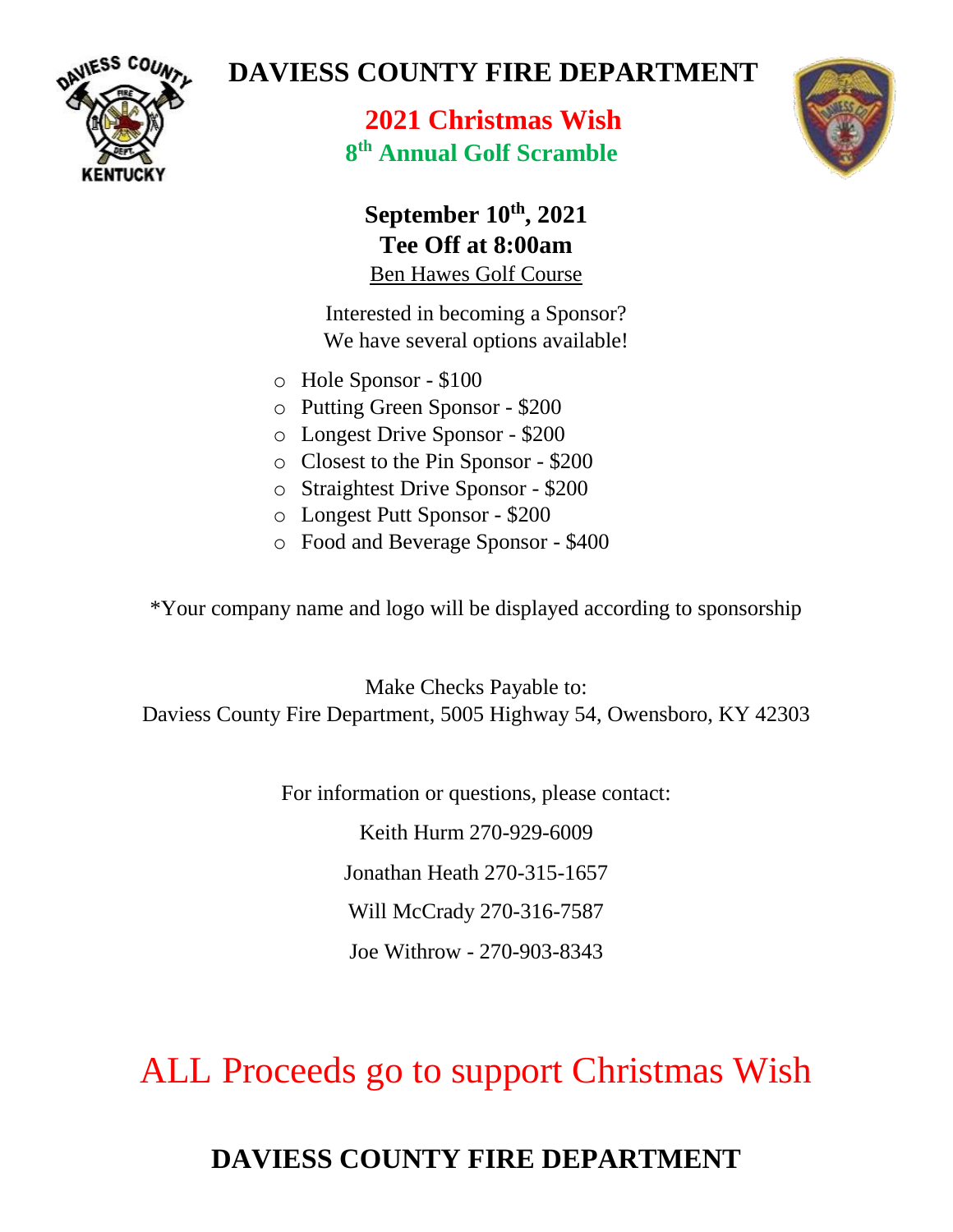# DAVIESS COUNTY FIRE DEPARTMENT

## 2021 Christmas Wish

## 8th Annual Golf Scramble

**September 10th, 2021**

**Tee Off at 8:00am**

Ben Hawes Golf Course

Interested in becoming a Sponsor?
We have several options available!

- Hole Sponsor - $100
- Putting Green Sponsor - $200
- Longest Drive Sponsor - $200
- Closest to the Pin Sponsor - $200
- Straightest Drive Sponsor - $200
- Longest Putt Sponsor - $200
- Food and Beverage Sponsor - $400

*Your company name and logo will be displayed according to sponsorship

Make Checks Payable to:
Daviess County Fire Department, 5005 Highway 54, Owensboro, KY 42303

For information or questions, please contact:

Keith Hurm 270-929-6009

Jonathan Heath 270-315-1657

Will McCrady 270-316-7587

Joe Withrow - 270-903-8343

ALL Proceeds go to support Christmas Wish

**DAVIESS COUNTY FIRE DEPARTMENT**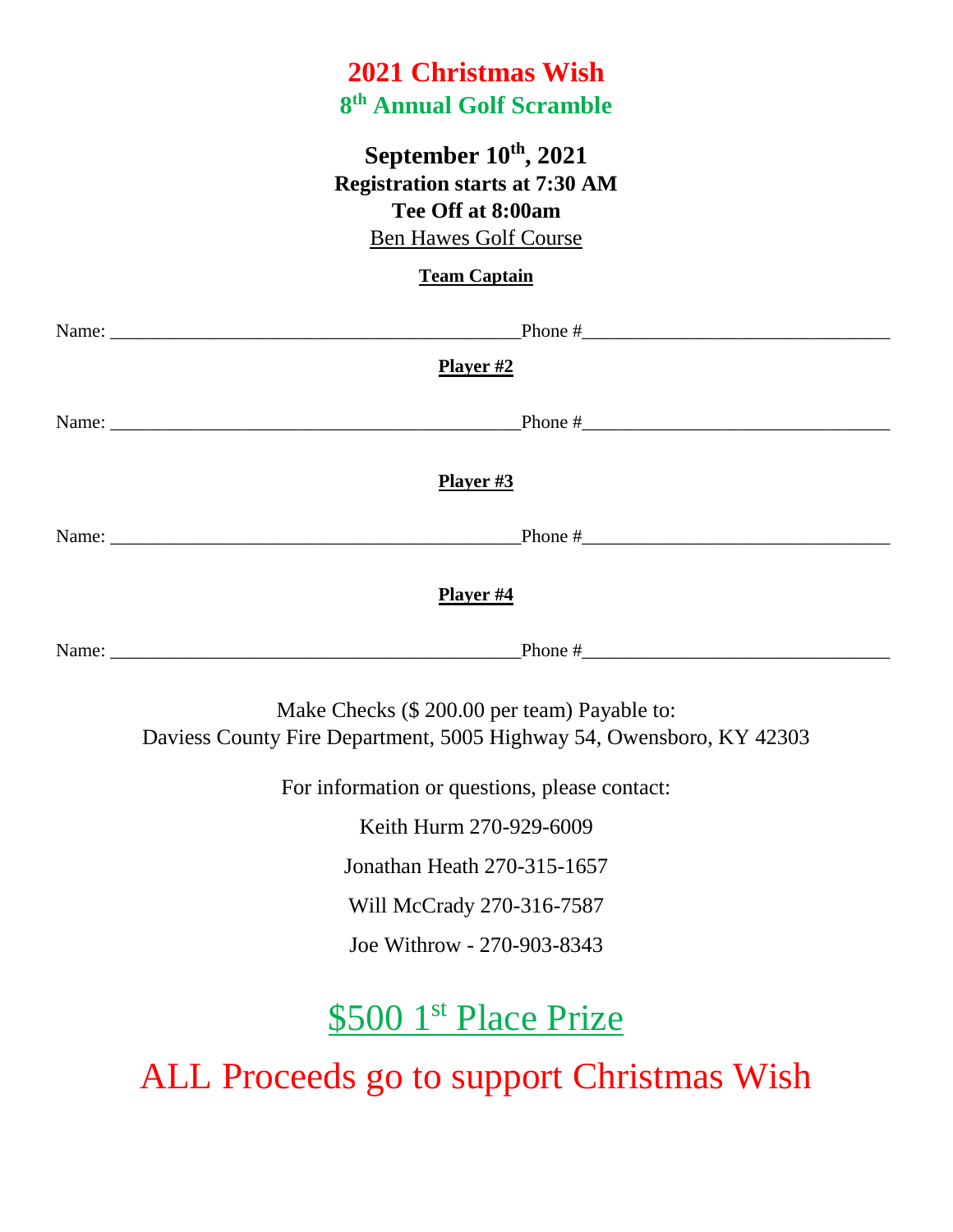# 2021 Christmas Wish

## 8th Annual Golf Scramble

**September 10th, 2021**

**Registration starts at 7:30 AM**

**Tee Off at 8:00am**

Ben Hawes Golf Course

**Team Captain**

Name: ____________________________________________Phone #________________________________

**Player #2**

Name: ____________________________________________Phone #________________________________

**Player #3**

Name: ____________________________________________Phone #________________________________

**Player #4**

Name: ____________________________________________Phone #________________________________

Make Checks ($ 200.00 per team) Payable to:
Daviess County Fire Department, 5005 Highway 54, Owensboro, KY 42303

For information or questions, please contact:

Keith Hurm 270-929-6009

Jonathan Heath 270-315-1657

Will McCrady 270-316-7587

Joe Withrow - 270-903-8343

## $500 1st Place Prize

## ALL Proceeds go to support Christmas Wish